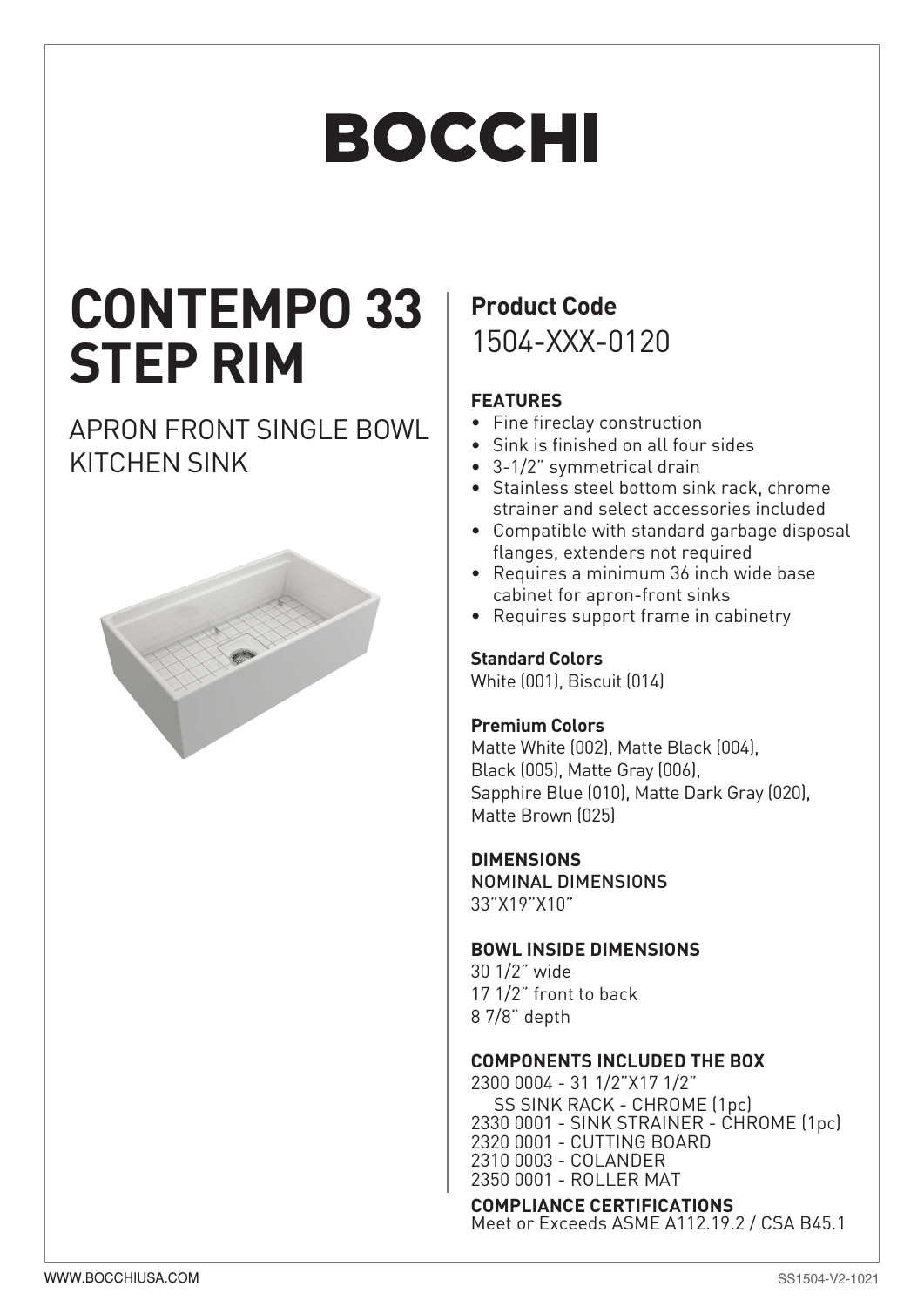# BOCCHI

# CONTEMPO 33 STEP RIM

## APRON FRONT SINGLE BOWL KITCHEN SINK

**Product Code**
1504-XXX-0120

**FEATURES**

- Fine fireclay construction
- Sink is finished on all four sides
- 3-1/2" symmetrical drain
- Stainless steel bottom sink rack, chrome strainer and select accessories included
- Compatible with standard garbage disposal flanges, extenders not required
- Requires a minimum 36 inch wide base cabinet for apron-front sinks
- Requires support frame in cabinetry

**Standard Colors**
White (001), Biscuit (014)

**Premium Colors**
Matte White (002), Matte Black (004), Black (005), Matte Gray (006), Sapphire Blue (010), Matte Dark Gray (020), Matte Brown (025)

**DIMENSIONS**
NOMINAL DIMENSIONS
33"X19"X10"

**BOWL INSIDE DIMENSIONS**
30 1/2" wide
17 1/2" front to back
8 7/8" depth

**COMPONENTS INCLUDED THE BOX**
2300 0004 - 31 1/2"X17 1/2" SS SINK RACK - CHROME (1pc)
2330 0001 - SINK STRAINER - CHROME (1pc)
2320 0001 - CUTTING BOARD
2310 0003 - COLANDER
2350 0001 - ROLLER MAT

**COMPLIANCE CERTIFICATIONS**
Meet or Exceeds ASME A112.19.2 / CSA B45.1

WWW.BOCCHIUSA.COM

SS1504-V2-1021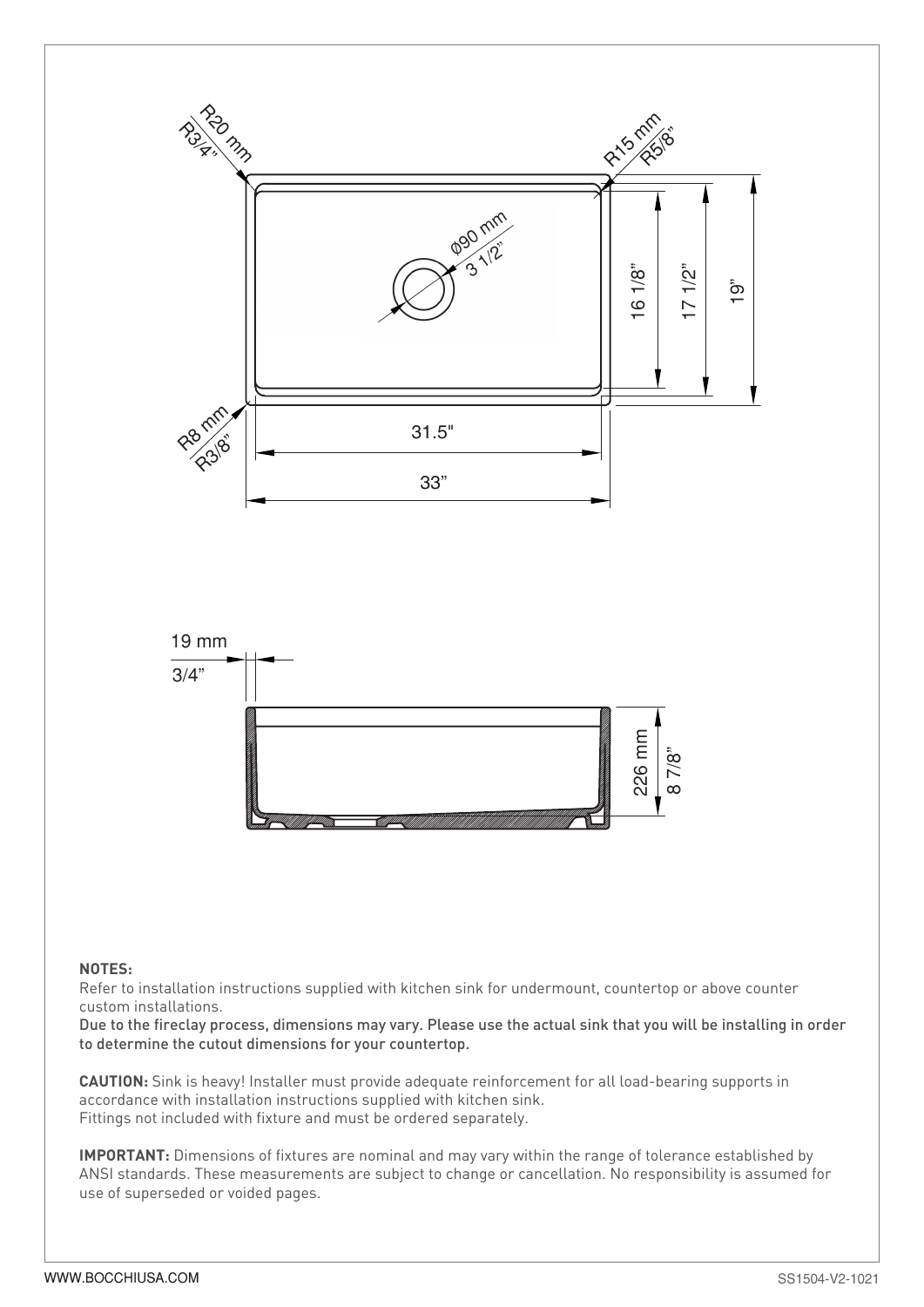R20 mm
R3/4"

R15 mm
R5/8"

Ø90 mm
3 1/2"

16 1/8"

17 1/2"

19"

R8 mm
R3/8"

31.5"

33"

19 mm
3/4"

226 mm
8 7/8"

**NOTES:**
Refer to installation instructions supplied with kitchen sink for undermount, countertop or above counter custom installations.
Due to the fireclay process, dimensions may vary. Please use the actual sink that you will be installing in order to determine the cutout dimensions for your countertop.

**CAUTION:** Sink is heavy! Installer must provide adequate reinforcement for all load-bearing supports in accordance with installation instructions supplied with kitchen sink.
Fittings not included with fixture and must be ordered separately.

**IMPORTANT:** Dimensions of fixtures are nominal and may vary within the range of tolerance established by ANSI standards. These measurements are subject to change or cancellation. No responsibility is assumed for use of superseded or voided pages.

WWW.BOCCHIUSA.COM

SS1504-V2-1021